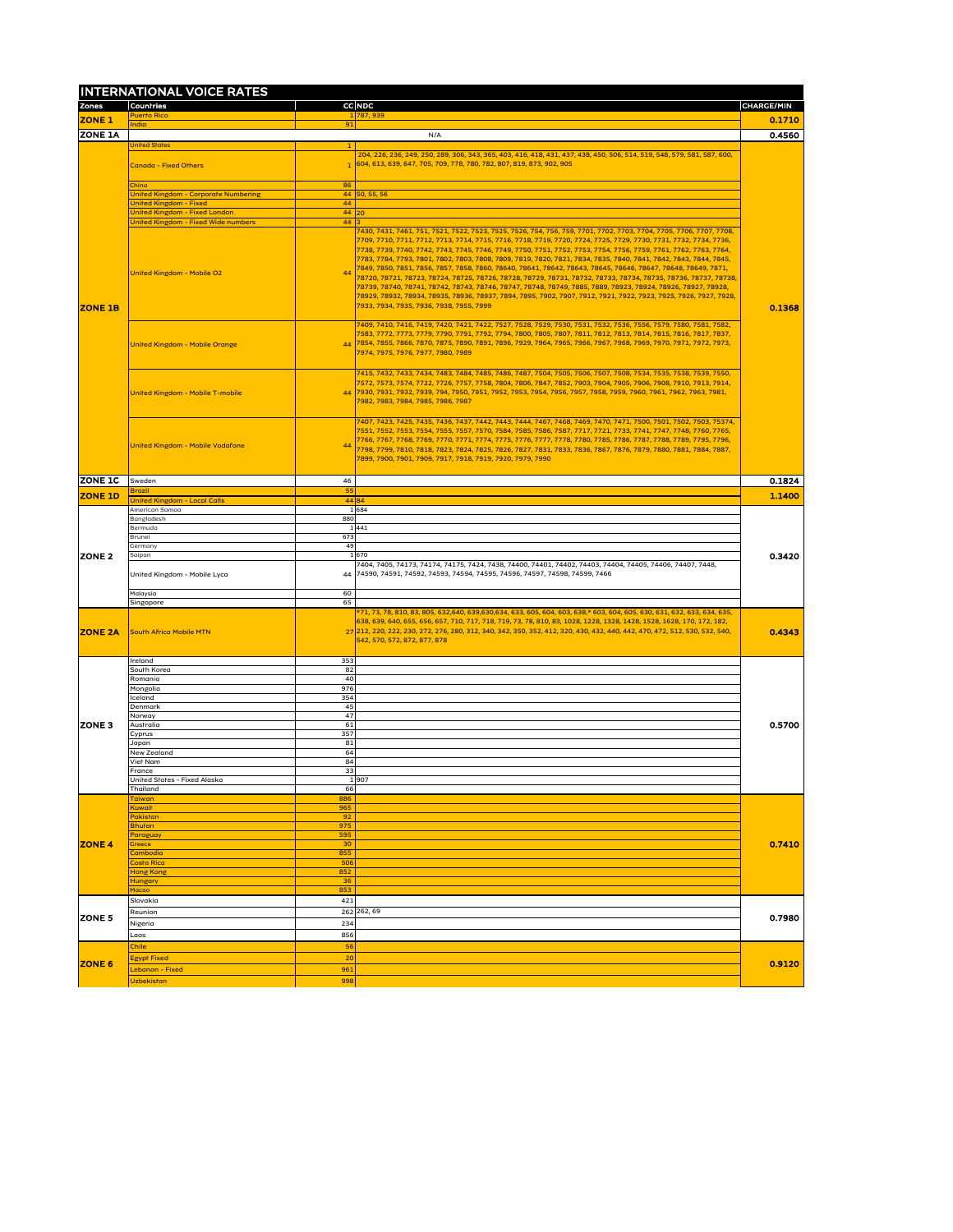# INTERNATIONAL VOICE RATES

| Zones | Countries | CC | NDC | CHARGE/MIN |
|---|---|---|---|---|
| ZONE 1 | Puerto Rico | 1 | 787, 939 | 0.1710 |
| | India | 91 | | |
| ZONE 1A | | | N/A | 0.4560 |
| ZONE 1B | United States | 1 | | 0.1368 |
| | Canada - Fixed Others | 1 | 204, 226, 236, 249, 250, 289, 306, 343, 365, 403, 416, 418, 431, 437, 438, 450, 506, 514, 519, 548, 579, 581, 587, 600, 604, 613, 639, 647, 705, 709, 778, 780, 782, 807, 819, 873, 902, 905 | |
| | China | 86 | | |
| | United Kingdom - Corporate Numbering | 44 | 50, 55, 56 | |
| | United Kingdom - Fixed | 44 | | |
| | United Kingdom - Fixed London | 44 | 20 | |
| | United Kingdom - Fixed Wide numbers | 44 | 3 | |
| | United Kingdom - Mobile O2 | 44 | 7430, 7431, 7461, 751, 7521, 7522, 7523, 7525, 7526, 754, 756, 759, 7701, 7702, 7703, 7704, 7705, 7706, 7707, 7708, 7709, 7710, 7711, 7712, 7713, 7714, 7715, 7716, 7718, 7719, 7720, 7724, 7725, 7729, 7730, 7731, 7732, 7734, 7736, 7738, 7739, 7740, 7742, 7743, 7745, 7746, 7749, 7750, 7751, 7752, 7753, 7754, 7756, 7759, 7761, 7762, 7763, 7764, 7783, 7784, 7793, 7801, 7802, 7803, 7808, 7809, 7819, 7820, 7821, 7834, 7835, 7840, 7841, 7842, 7843, 7844, 7845, 7849, 7850, 7851, 7856, 7857, 7858, 7860, 78640, 78641, 78642, 78643, 78645, 78646, 78647, 78648, 78649, 7871, 78720, 78721, 78723, 78724, 78725, 78726, 78728, 78729, 78731, 78732, 78733, 78734, 78735, 78736, 78737, 78738, 78739, 78740, 78741, 78742, 78743, 78746, 78747, 78748, 78749, 7885, 7889, 78923, 78924, 78926, 78927, 78928, 78929, 78932, 78934, 78935, 78936, 78937, 7894, 7895, 7902, 7907, 7912, 7921, 7922, 7923, 7925, 7926, 7927, 7928, 7933, 7934, 7935, 7936, 7938, 7955, 7999 | |
| | United Kingdom - Mobile Orange | 44 | 7409, 7410, 7416, 7419, 7420, 7421, 7422, 7527, 7528, 7529, 7530, 7531, 7532, 7536, 7556, 7579, 7580, 7581, 7582, 7583, 7772, 7773, 7779, 7790, 7791, 7792, 7794, 7800, 7805, 7807, 7811, 7812, 7813, 7814, 7815, 7816, 7817, 7837, 7854, 7855, 7866, 7870, 7875, 7890, 7891, 7896, 7929, 7964, 7965, 7966, 7967, 7968, 7969, 7970, 7971, 7972, 7973, 7974, 7975, 7976, 7977, 7980, 7989 | |
| | United Kingdom - Mobile T-mobile | 44 | 7415, 7432, 7433, 7434, 7483, 7484, 7485, 7486, 7487, 7504, 7505, 7506, 7507, 7508, 7534, 7535, 7538, 7539, 7550, 7572, 7573, 7574, 7722, 7726, 7757, 7758, 7804, 7806, 7847, 7852, 7903, 7904, 7905, 7906, 7908, 7910, 7913, 7914, 7930, 7931, 7932, 7939, 794, 7950, 7951, 7952, 7953, 7954, 7956, 7957, 7958, 7959, 7960, 7961, 7962, 7963, 7981, 7982, 7983, 7984, 7985, 7986, 7987 | |
| | United Kingdom - Mobile Vodafone | 44 | 7407, 7423, 7425, 7435, 7436, 7437, 7442, 7443, 7444, 7467, 7468, 7469, 7470, 7471, 7500, 7501, 7502, 7503, 75374, 7551, 7552, 7553, 7554, 7555, 7557, 7570, 7584, 7585, 7586, 7587, 7717, 7721, 7733, 7741, 7747, 7748, 7760, 7765, 7766, 7767, 7768, 7769, 7770, 7771, 7774, 7775, 7776, 7777, 7778, 7780, 7785, 7786, 7787, 7788, 7789, 7795, 7796, 7798, 7799, 7810, 7818, 7823, 7824, 7825, 7826, 7827, 7831, 7833, 7836, 7867, 7876, 7879, 7880, 7881, 7884, 7887, 7899, 7900, 7901, 7909, 7917, 7918, 7919, 7920, 7979, 7990 | |
| ZONE 1C | Sweden | 46 | | 0.1824 |
| ZONE 1D | Brazil | 55 | | 1.1400 |
| | United Kingdom - Local Calls | 44 | 84 | |
| ZONE 2 | American Samoa | 1 | 684 | 0.3420 |
| | Bangladesh | 880 | | |
| | Bermuda | 1 | 441 | |
| | Brunei | 673 | | |
| | Germany | 49 | | |
| | Saipan | 1 | 670 | |
| | United Kingdom - Mobile Lyca | 44 | 7404, 7405, 74173, 74174, 74175, 7424, 7438, 74400, 74401, 74402, 74403, 74404, 74405, 74406, 74407, 7448, 74590, 74591, 74592, 74593, 74594, 74595, 74596, 74597, 74598, 74599, 7466 | |
| | Malaysia | 60 | | |
| | Singapore | 65 | | |
| ZONE 2A | South Africa Mobile MTN | 27 | *71, 73, 78, 810, 83, 805, 632,640, 639,630,634, 633, 605, 604, 603, 638,* 603, 604, 605, 630, 631, 632, 633, 634, 635, 638, 639, 640, 655, 656, 657, 710, 717, 718, 719, 73, 78, 810, 83, 1028, 1228, 1328, 1428, 1528, 1628, 170, 172, 182, 212, 220, 222, 230, 272, 276, 280, 312, 340, 342, 350, 352, 412, 320, 430, 432, 440, 442, 470, 472, 512, 530, 532, 540, 542, 570, 572, 872, 877, 878 | 0.4343 |
| ZONE 3 | Ireland | 353 | | 0.5700 |
| | South Korea | 82 | | |
| | Romania | 40 | | |
| | Mongolia | 976 | | |
| | Iceland | 354 | | |
| | Denmark | 45 | | |
| | Norway | 47 | | |
| | Australia | 61 | | |
| | Cyprus | 357 | | |
| | Japan | 81 | | |
| | New Zealand | 64 | | |
| | Viet Nam | 84 | | |
| | France | 33 | | |
| | United States - Fixed Alaska | 1 | 907 | |
| | Thailand | 66 | | |
| ZONE 4 | Taiwan | 886 | | 0.7410 |
| | Kuwait | 965 | | |
| | Pakistan | 92 | | |
| | Bhutan | 975 | | |
| | Paraguay | 595 | | |
| | Greece | 30 | | |
| | Cambodia | 855 | | |
| | Costa Rica | 506 | | |
| | Hong Kong | 852 | | |
| | Hungary | 36 | | |
| | Macao | 853 | | |
| ZONE 5 | Slovakia | 421 | | 0.7980 |
| | Reunion | 262 | 262, 69 | |
| | Nigeria | 234 | | |
| | Laos | 856 | | |
| ZONE 6 | Chile | 56 | | 0.9120 |
| | Egypt Fixed | 20 | | |
| | Lebanon - Fixed | 961 | | |
| | Uzbekistan | 998 | | |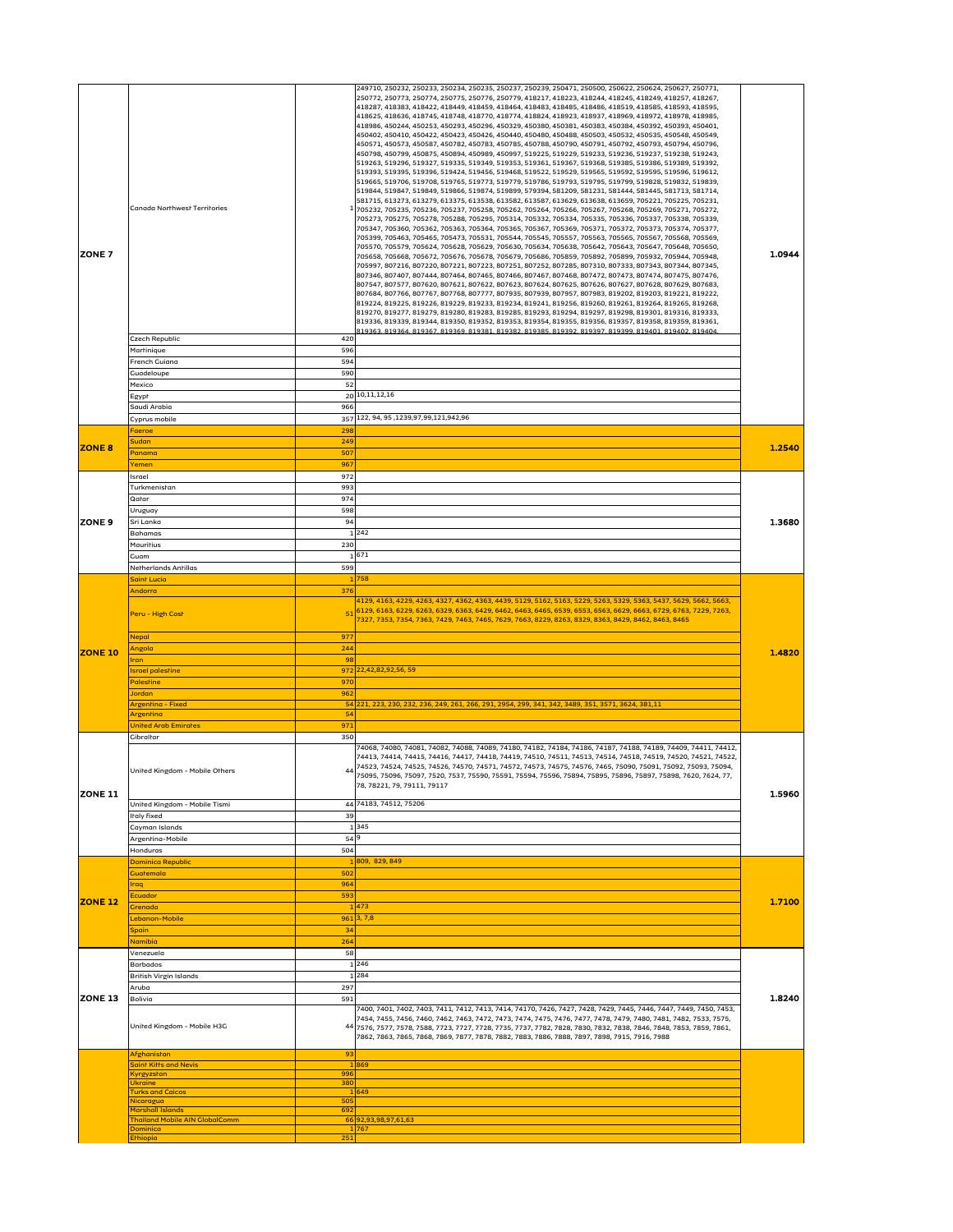| Zone | Country | Code | Prefixes | Rate |
|---|---|---|---|---|
| ZONE 7 | Canada Northwest Territories | 1 | 249710, 250232, 250233, 250234, 250235, 250237, 250239, 250471, 250500, 250622, 250624, 250627, 250771, 250772, 250773, 250774, 250775, 250776, 250779, 418217, 418223, 418244, 418245, 418249, 418257, 418267, 418287, 418383, 418422, 418449, 418459, 418464, 418483, 418485, 418486, 418519, 418585, 418593, 418595, 418625, 418636, 418745, 418748, 418770, 418774, 418824, 418923, 418937, 418969, 418972, 418978, 418985, 418986, 450244, 450253, 450293, 450296, 450329, 450380, 450381, 450383, 450384, 450392, 450393, 450401, 450402, 450410, 450422, 450423, 450426, 450440, 450480, 450488, 450503, 450532, 450535, 450548, 450549, 450571, 450573, 450587, 450782, 450783, 450785, 450788, 450790, 450791, 450792, 450793, 450794, 450796, 450798, 450799, 450875, 450894, 450989, 450997, 519225, 519229, 519233, 519236, 519237, 519238, 519243, 519263, 519296, 519327, 519335, 519349, 519353, 519361, 519367, 519368, 519385, 519386, 519389, 519392, 519393, 519395, 519396, 519424, 519456, 519468, 519522, 519529, 519565, 519592, 519595, 519596, 519612, 519665, 519706, 519708, 519765, 519773, 519779, 519786, 519793, 519795, 519799, 519828, 519832, 519839, 519844, 519847, 519849, 519866, 519874, 519899, 579394, 581209, 581231, 581444, 581445, 581713, 581714, 581715, 613273, 613279, 613375, 613538, 613582, 613587, 613629, 613638, 613659, 705221, 705225, 705231, 705232, 705235, 705236, 705237, 705258, 705262, 705264, 705266, 705267, 705268, 705269, 705271, 705272, 705273, 705275, 705278, 705288, 705295, 705314, 705332, 705334, 705335, 705336, 705337, 705338, 705339, 705347, 705360, 705362, 705363, 705364, 705365, 705367, 705369, 705371, 705372, 705373, 705374, 705377, 705399, 705463, 705465, 705473, 705531, 705544, 705545, 705557, 705563, 705565, 705567, 705568, 705569, 705570, 705579, 705624, 705628, 705629, 705630, 705634, 705638, 705642, 705643, 705647, 705648, 705650, 705658, 705668, 705672, 705676, 705678, 705679, 705686, 705859, 705892, 705899, 705932, 705944, 705948, 705997, 807216, 807220, 807221, 807223, 807251, 807252, 807285, 807310, 807333, 807343, 807344, 807345, 807346, 807407, 807444, 807464, 807465, 807466, 807467, 807468, 807472, 807474, 807475, 807476, 807547, 807577, 807620, 807621, 807622, 807623, 807624, 807625, 807626, 807627, 807628, 807629, 807683, 807684, 807766, 807767, 807768, 807777, 807935, 807939, 807957, 807983, 819202, 819203, 819221, 819222, 819224, 819225, 819226, 819229, 819233, 819234, 819241, 819256, 819260, 819261, 819264, 819265, 819268, 819270, 819277, 819279, 819280, 819283, 819285, 819293, 819294, 819297, 819298, 819301, 819316, 819333, 819336, 819339, 819344, 819350, 819352, 819353, 819354, 819355, 819356, 819357, 819358, 819359, 819361, 819363, 819364, 819367, 819369, 819381, 819382, 819385, 819392, 819397, 819399, 819401, 819402, 819404 | 1.0944 |
| | Czech Republic | 420 | | |
| | Martinique | 596 | | |
| | French Guiana | 594 | | |
| | Guadeloupe | 590 | | |
| | Mexico | 52 | | |
| | Egypt | 20 | 10,11,12,16 | |
| | Saudi Arabia | 966 | | |
| | Cyprus mobile | 357 | 122, 94, 95 ,1239,97,99,121,942,96 | |
| ZONE 8 | Faeroe | 298 | | 1.2540 |
| | Sudan | 249 | | |
| | Panama | 507 | | |
| | Yemen | 967 | | |
| ZONE 9 | Israel | 972 | | 1.3680 |
| | Turkmenistan | 993 | | |
| | Qatar | 974 | | |
| | Uruguay | 598 | | |
| | Sri Lanka | 94 | | |
| | Bahamas | 1 | 242 | |
| | Mauritius | 230 | | |
| | Guam | 1 | 671 | |
| | Netherlands Antillas | 599 | | |
| ZONE 10 | Saint Lucia | 1 | 758 | 1.4820 |
| | Andorra | 376 | | |
| | Peru - High Cost | 51 | 4129, 4163, 4229, 4263, 4327, 4362, 4363, 4439, 5129, 5162, 5163, 5229, 5263, 5329, 5363, 5437, 5629, 5662, 5663, 6129, 6163, 6229, 6263, 6329, 6363, 6429, 6462, 6463, 6465, 6539, 6553, 6563, 6629, 6663, 6729, 6763, 7229, 7263, 7327, 7353, 7354, 7363, 7429, 7463, 7465, 7629, 7663, 8229, 8263, 8329, 8363, 8429, 8462, 8463, 8465 | |
| | Nepal | 977 | | |
| | Angola | 244 | | |
| | Iran | 98 | | |
| | Israel palestine | 972 | 22,42,82,92,56, 59 | |
| | Palestine | 970 | | |
| | Jordan | 962 | | |
| | Argentina - Fixed | 54 | 221, 223, 230, 232, 236, 249, 261, 266, 291, 2954, 299, 341, 342, 3489, 351, 3571, 3624, 381,11 | |
| | Argentina | 54 | | |
| | United Arab Emirates | 971 | | |
| ZONE 11 | Gibraltar | 350 | | 1.5960 |
| | United Kingdom - Mobile Others | 44 | 74068, 74080, 74081, 74082, 74088, 74089, 74180, 74182, 74184, 74186, 74187, 74188, 74189, 74409, 74411, 74412, 74413, 74414, 74415, 74416, 74417, 74418, 74419, 74510, 74511, 74513, 74514, 74518, 74519, 74520, 74521, 74522, 74523, 74524, 74525, 74526, 74570, 74571, 74572, 74573, 74575, 74576, 7465, 75090, 75091, 75092, 75093, 75094, 75095, 75096, 75097, 7520, 7537, 75590, 75591, 75594, 75596, 75894, 75895, 75896, 75897, 75898, 7620, 7624, 77, 78, 78221, 79, 79111, 79117 | |
| | United Kingdom - Mobile Tismi | 44 | 74183, 74512, 75206 | |
| | Italy fixed | 39 | | |
| | Cayman Islands | 1 | 345 | |
| | Argentina-Mobile | 54 | 9 | |
| | Honduras | 504 | | |
| ZONE 12 | Dominica Republic | 1 | 809, 829, 849 | 1.7100 |
| | Guatemala | 502 | | |
| | Iraq | 964 | | |
| | Ecuador | 593 | | |
| | Grenada | 1 | 473 | |
| | Lebanon-Mobile | 961 | 3, 7,8 | |
| | Spain | 34 | | |
| | Namibia | 264 | | |
| ZONE 13 | Venezuela | 58 | | 1.8240 |
| | Barbados | 1 | 246 | |
| | British Virgin Islands | 1 | 284 | |
| | Aruba | 297 | | |
| | Bolivia | 591 | | |
| | United Kingdom - Mobile H3G | 44 | 7400, 7401, 7402, 7403, 7411, 7412, 7413, 7414, 74170, 7426, 7427, 7428, 7429, 7445, 7446, 7447, 7449, 7450, 7453, 7454, 7455, 7456, 7460, 7462, 7463, 7472, 7473, 7474, 7475, 7476, 7477, 7478, 7479, 7480, 7481, 7482, 7533, 7575, 7576, 7577, 7578, 7588, 7723, 7727, 7728, 7735, 7737, 7782, 7828, 7830, 7832, 7838, 7846, 7848, 7853, 7859, 7861, 7862, 7863, 7865, 7868, 7869, 7877, 7878, 7882, 7883, 7886, 7888, 7897, 7898, 7915, 7916, 7988 | |
| | Afghanistan | 93 | | |
| | Saint Kitts and Nevis | 1 | 869 | |
| | Kyrgyzstan | 996 | | |
| | Ukraine | 380 | | |
| | Turks and Caicos | 1 | 649 | |
| | Nicaragua | 505 | | |
| | Marshall Islands | 692 | | |
| | Thailand Mobile AIN GlobalComm | 66 | 92,93,98,97,61,63 | |
| | Dominica | 1 | 767 | |
| | Ethiopia | 251 | | |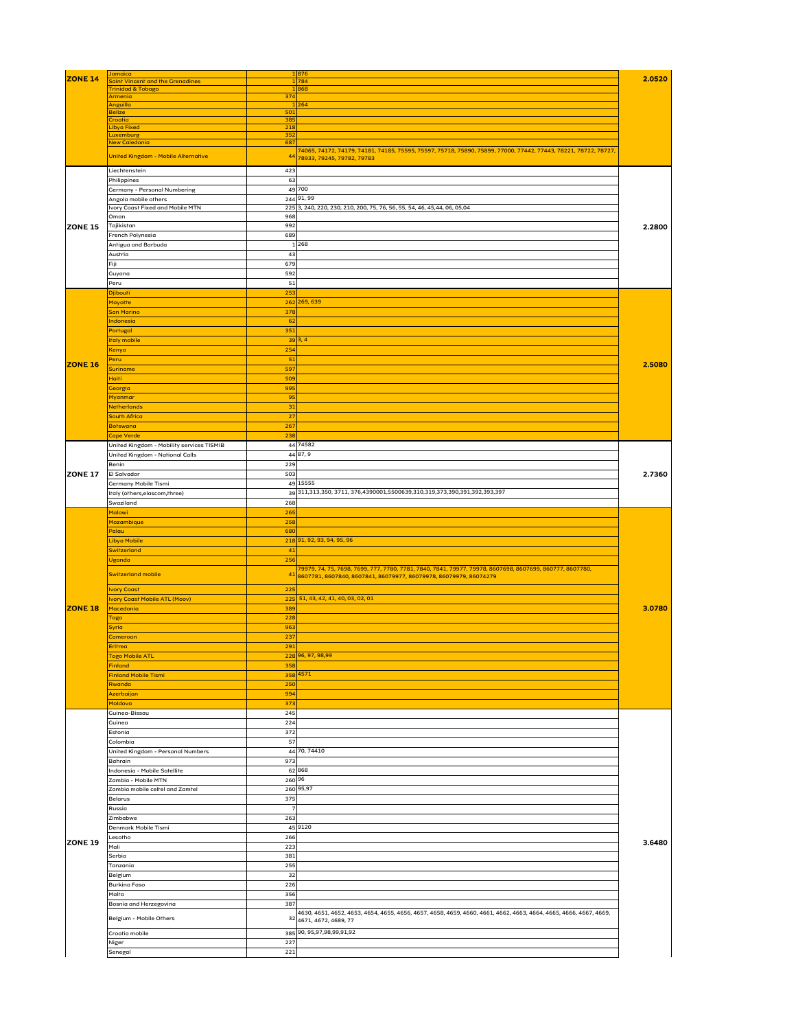| Zone | Destination | Country Code | Prefixes | Rate |
|---|---|---|---|---|
| ZONE 14 | Jamaica | 1 | 876 | 2.0520 |
| | Saint Vincent and the Grenadines | 1 | 784 | |
| | Trinidad & Tobago | 1 | 868 | |
| | Armenia | 374 | | |
| | Anguilla | 1 | 264 | |
| | Belize | 501 | | |
| | Croatia | 385 | | |
| | Libya Fixed | 218 | | |
| | Luxemburg | 352 | | |
| | New Caledonia | 687 | | |
| | United Kingdom - Mobile Alternative | 44 | 74065, 74172, 74179, 74181, 74185, 75595, 75597, 75718, 75890, 75899, 77000, 77442, 77443, 78221, 78722, 78727, 78933, 79245, 79782, 79783 | |
| ZONE 15 | Liechtenstein | 423 | | 2.2800 |
| | Philippines | 63 | | |
| | Germany - Personal Numbering | 49 | 700 | |
| | Angola mobile others | 244 | 91, 99 | |
| | Ivory Coast Fixed and Mobile MTN | 225 | 3, 240, 220, 230, 210, 200, 75, 76, 56, 55, 54, 46, 45,44, 06, 05,04 | |
| | Oman | 968 | | |
| | Tajikistan | 992 | | |
| | French Polynesia | 689 | | |
| | Antigua and Barbuda | 1 | 268 | |
| | Austria | 43 | | |
| | Fiji | 679 | | |
| | Guyana | 592 | | |
| | Peru | 51 | | |
| ZONE 16 | Djibouti | 253 | | 2.5080 |
| | Mayotte | 262 | 269, 639 | |
| | San Marino | 378 | | |
| | Indonesia | 62 | | |
| | Portugal | 351 | | |
| | Italy mobile | 39 | 3, 4 | |
| | Kenya | 254 | | |
| | Peru | 51 | | |
| | Suriname | 597 | | |
| | Haiti | 509 | | |
| | Georgia | 995 | | |
| | Myanmar | 95 | | |
| | Netherlands | 31 | | |
| | South Africa | 27 | | |
| | Botswana | 267 | | |
| | Cape Verde | 238 | | |
| ZONE 17 | United Kingdom - Mobility services TISMIB | 44 | 74582 | 2.7360 |
| | United Kingdom - National Calls | 44 | 87, 9 | |
| | Benin | 229 | | |
| | El Salvador | 503 | | |
| | Germany Mobile Tismi | 49 | 15555 | |
| | Italy (others,elascom,three) | 39 | 311,313,350, 3711, 376,4390001,5500639,310,319,373,390,391,392,393,397 | |
| | Swaziland | 268 | | |
| ZONE 18 | Malawi | 265 | | 3.0780 |
| | Mozambique | 258 | | |
| | Palau | 680 | | |
| | Libya Mobile | 218 | 91, 92, 93, 94, 95, 96 | |
| | Switzerland | 41 | | |
| | Uganda | 256 | | |
| | Switzerland mobile | 41 | 79979, 74, 75, 7698, 7699, 777, 7780, 7781, 7840, 7841, 79977, 79978, 8607698, 8607699, 860777, 8607780, 8607781, 8607840, 8607841, 86079977, 86079978, 86079979, 86074279 | |
| | Ivory Coast | 225 | | |
| | Ivory Coast Mobile ATL (Moov) | 225 | 51, 43, 42, 41, 40, 03, 02, 01 | |
| | Macedonia | 389 | | |
| | Togo | 228 | | |
| | Syria | 963 | | |
| | Cameroon | 237 | | |
| | Eritrea | 291 | | |
| | Togo Mobile ATL | 228 | 96, 97, 98,99 | |
| | Finland | 358 | | |
| | Finland Mobile Tismi | 358 | 4571 | |
| | Rwanda | 250 | | |
| | Azerbaijan | 994 | | |
| | Moldova | 373 | | |
| ZONE 19 | Guinea-Bissau | 245 | | 3.6480 |
| | Guinea | 224 | | |
| | Estonia | 372 | | |
| | Colombia | 57 | | |
| | United Kingdom - Personal Numbers | 44 | 70, 74410 | |
| | Bahrain | 973 | | |
| | Indonesia - Mobile Satellite | 62 | 868 | |
| | Zambia - Mobile MTN | 260 | 96 | |
| | Zambia mobile celtel and Zamtel | 260 | 95,97 | |
| | Belarus | 375 | | |
| | Russia | 7 | | |
| | Zimbabwe | 263 | | |
| | Denmark Mobile Tismi | 45 | 9120 | |
| | Lesotho | 266 | | |
| | Mali | 223 | | |
| | Serbia | 381 | | |
| | Tanzania | 255 | | |
| | Belgium | 32 | | |
| | Burkina Faso | 226 | | |
| | Malta | 356 | | |
| | Bosnia and Herzegovina | 387 | | |
| | Belgium - Mobile Others | 32 | 4630, 4651, 4652, 4653, 4654, 4655, 4656, 4657, 4658, 4659, 4660, 4661, 4662, 4663, 4664, 4665, 4666, 4667, 4669, 4671, 4672, 4689, 77 | |
| | Croatia mobile | 385 | 90, 95,97,98,99,91,92 | |
| | Niger | 227 | | |
| | Senegal | 221 | | |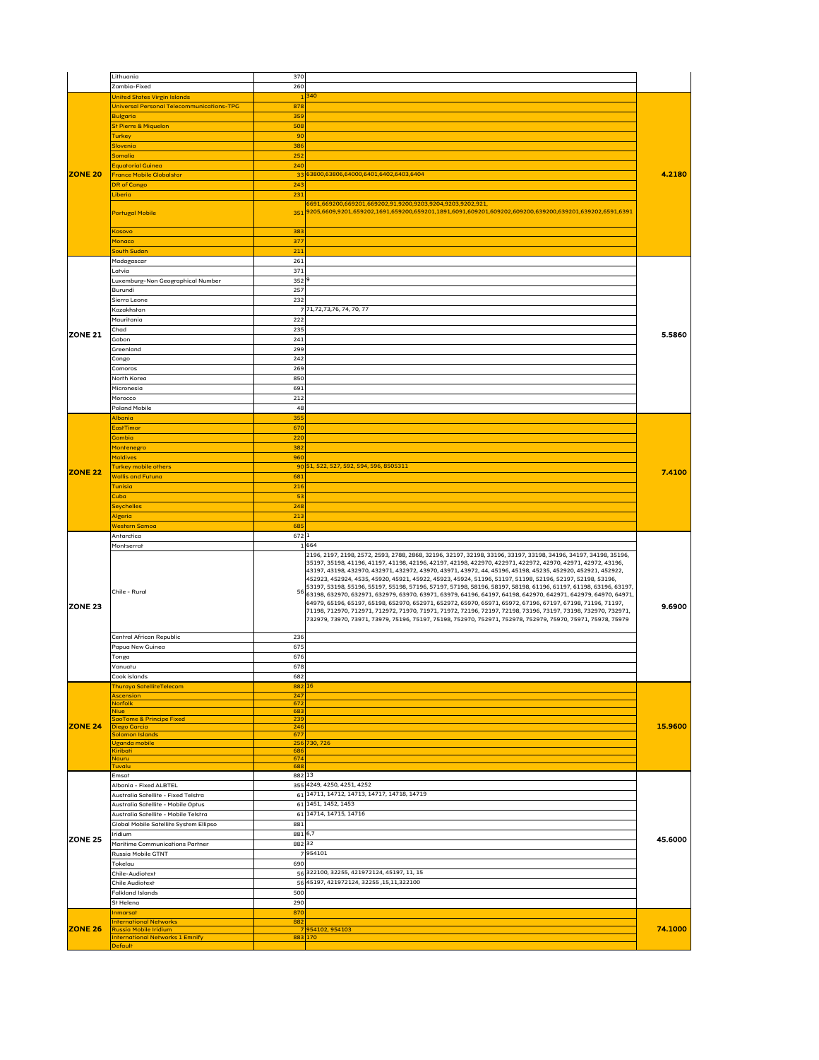| Zone | Destination | Country Code | Prefixes | Rate |
|---|---|---|---|---|
| | Lithuania | 370 | | |
| | Zambia-Fixed | 260 | | |
| ZONE 20 | United States Virgin Islands | 1 | 340 | 4.2180 |
| | Universal Personal Telecommunications-TPG | 878 | | |
| | Bulgaria | 359 | | |
| | St Pierre & Miquelon | 508 | | |
| | Turkey | 90 | | |
| | Slovenia | 386 | | |
| | Somalia | 252 | | |
| | Equatorial Guinea | 240 | | |
| | France Mobile Globalstar | 33 | 63800,63806,64000,6401,6402,6403,6404 | |
| | DR of Congo | 243 | | |
| | Liberia | 231 | | |
| | Portugal Mobile | 351 | 6691,669200,669201,669202,91,9200,9203,9204,9203,9202,921, 9205,6609,9201,659202,1691,659200,659201,1891,6091,609201,609202,609200,639200,639201,639202,6591,6391 | |
| | Kosovo | 383 | | |
| | Monaco | 377 | | |
| | South Sudan | 211 | | |
| ZONE 21 | Madagascar | 261 | | 5.5860 |
| | Latvia | 371 | | |
| | Luxemburg-Non Geographical Number | 352 | 9 | |
| | Burundi | 257 | | |
| | Sierra Leone | 232 | | |
| | Kazakhstan | 7 | 71,72,73,76, 74, 70, 77 | |
| | Mauritania | 222 | | |
| | Chad | 235 | | |
| | Gabon | 241 | | |
| | Greenland | 299 | | |
| | Congo | 242 | | |
| | Comoros | 269 | | |
| | North Korea | 850 | | |
| | Micronesia | 691 | | |
| | Morocco | 212 | | |
| | Poland Mobile | 48 | | |
| ZONE 22 | Albania | 355 | | 7.4100 |
| | EastTimor | 670 | | |
| | Gambia | 220 | | |
| | Montenegro | 382 | | |
| | Maldives | 960 | | |
| | Turkey mobile others | 90 | 51, 522, 527, 592, 594, 596, 8505311 | |
| | Wallis and Futuna | 681 | | |
| | Tunisia | 216 | | |
| | Cuba | 53 | | |
| | Seychelles | 248 | | |
| | Algeria | 213 | | |
| | Western Samoa | 685 | | |
| ZONE 23 | Antarctica | 672 | 1 | 9.6900 |
| | Montserrat | 1 | 664 | |
| | Chile - Rural | 56 | 2196, 2197, 2198, 2572, 2593, 2788, 2868, 32196, 32197, 32198, 33196, 33197, 33198, 34196, 34197, 34198, 35196, 35197, 35198, 41196, 41197, 41198, 42196, 42197, 42198, 422970, 422971, 422972, 42970, 42971, 42972, 43196, 43197, 43198, 432970, 432971, 432972, 43970, 43971, 43972, 44, 45196, 45198, 45235, 452920, 452921, 452922, 452923, 452924, 4535, 45920, 45921, 45922, 45923, 45924, 51196, 51197, 51198, 52196, 52197, 52198, 53196, 53197, 53198, 55196, 55197, 55198, 57196, 57197, 57198, 58196, 58197, 58198, 61196, 61197, 61198, 63196, 63197, 63198, 632970, 632971, 632979, 63970, 63971, 63979, 64196, 64197, 64198, 642970, 642971, 642979, 64970, 64971, 64979, 65196, 65197, 65198, 652970, 652971, 652972, 65970, 65971, 65972, 67196, 67197, 67198, 71196, 71197, 71198, 712970, 712971, 712972, 71970, 71971, 71972, 72196, 72197, 72198, 73196, 73197, 73198, 732970, 732971, 732979, 73970, 73971, 73979, 75196, 75197, 75198, 752970, 752971, 752978, 752979, 75970, 75971, 75978, 75979 | |
| | Central African Republic | 236 | | |
| | Papua New Guinea | 675 | | |
| | Tonga | 676 | | |
| | Vanuatu | 678 | | |
| | Cook islands | 682 | | |
| ZONE 24 | Thuraya SatelliteTelecom | 882 | 16 | 15.9600 |
| | Ascension | 247 | | |
| | Norfolk | 672 | | |
| | Niue | 683 | | |
| | SaoTome & Principe Fixed | 239 | | |
| | Diego Garcia | 246 | | |
| | Solomon Islands | 677 | | |
| | Uganda mobile | 256 | 730, 726 | |
| | Kiribati | 686 | | |
| | Nauru | 674 | | |
| | Tuvalu | 688 | | |
| ZONE 25 | Emsat | 882 | 13 | 45.6000 |
| | Albania - Fixed ALBTEL | 355 | 4249, 4250, 4251, 4252 | |
| | Australia Satellite - Fixed Telstra | 61 | 14711, 14712, 14713, 14717, 14718, 14719 | |
| | Australia Satellite - Mobile Optus | 61 | 1451, 1452, 1453 | |
| | Australia Satellite - Mobile Telstra | 61 | 14714, 14715, 14716 | |
| | Global Mobile Satellite System Ellipso | 881 | | |
| | Iridium | 881 | 6,7 | |
| | Maritime Communications Partner | 882 | 32 | |
| | Russia Mobile GTNT | 7 | 954101 | |
| | Tokelau | 690 | | |
| | Chile-Audiotext | 56 | 322100, 32255, 421972124, 45197, 11, 15 | |
| | Chile Audiotext | 56 | 45197, 421972124, 32255 ,15,11,322100 | |
| | Falkland Islands | 500 | | |
| | St Helena | 290 | | |
| ZONE 26 | Inmarsat | 870 | | 74.1000 |
| | International Networks | 882 | | |
| | Russia Mobile Iridium | 7 | 954102, 954103 | |
| | International Networks 1 Emnify | 883 | 170 | |
| | Default | | | |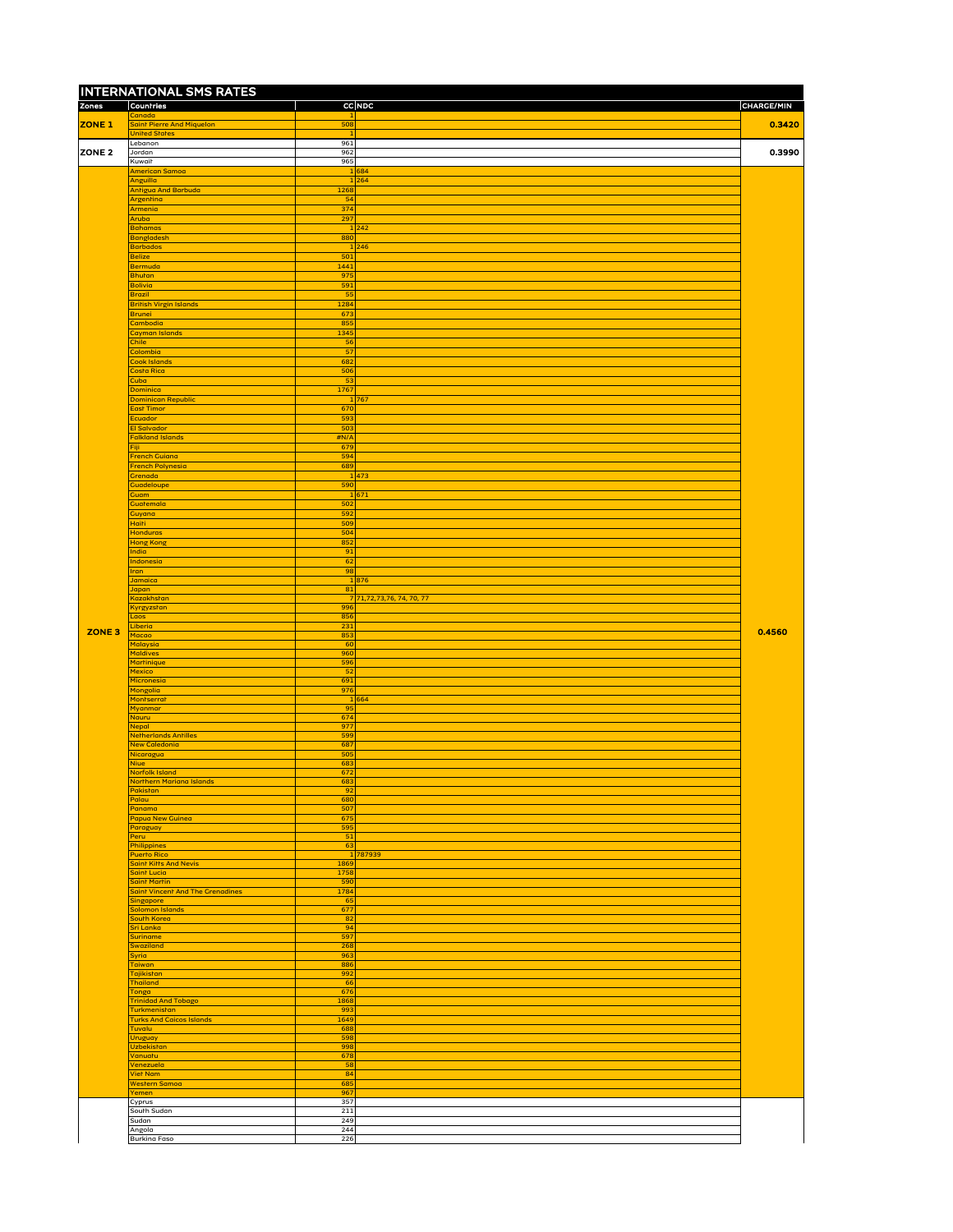# INTERNATIONAL SMS RATES

| Zones | Countries | CC | NDC | CHARGE/MIN |
|---|---|---|---|---|
| ZONE 1 | Canada | 1 | | 0.3420 |
| | Saint Pierre And Miquelon | 508 | | |
| | United States | 1 | | |
| ZONE 2 | Lebanon | 961 | | 0.3990 |
| | Jordan | 962 | | |
| | Kuwait | 965 | | |
| ZONE 3 | American Samoa | 1 | 684 | 0.4560 |
| | Anguilla | 1 | 264 | |
| | Antigua And Barbuda | 1268 | | |
| | Argentina | 54 | | |
| | Armenia | 374 | | |
| | Aruba | 297 | | |
| | Bahamas | 1 | 242 | |
| | Bangladesh | 880 | | |
| | Barbados | 1 | 246 | |
| | Belize | 501 | | |
| | Bermuda | 1441 | | |
| | Bhutan | 975 | | |
| | Bolivia | 591 | | |
| | Brazil | 55 | | |
| | British Virgin Islands | 1284 | | |
| | Brunei | 673 | | |
| | Cambodia | 855 | | |
| | Cayman Islands | 1345 | | |
| | Chile | 56 | | |
| | Colombia | 57 | | |
| | Cook Islands | 682 | | |
| | Costa Rica | 506 | | |
| | Cuba | 53 | | |
| | Dominica | 1767 | | |
| | Dominican Republic | 1 | 767 | |
| | East Timor | 670 | | |
| | Ecuador | 593 | | |
| | El Salvador | 503 | | |
| | Falkland Islands | #N/A | | |
| | Fiji | 679 | | |
| | French Guiana | 594 | | |
| | French Polynesia | 689 | | |
| | Grenada | 1 | 473 | |
| | Guadeloupe | 590 | | |
| | Guam | 1 | 671 | |
| | Guatemala | 502 | | |
| | Guyana | 592 | | |
| | Haiti | 509 | | |
| | Honduras | 504 | | |
| | Hong Kong | 852 | | |
| | India | 91 | | |
| | Indonesia | 62 | | |
| | Iran | 98 | | |
| | Jamaica | 1 | 876 | |
| | Japan | 81 | | |
| | Kazakhstan | 7 | 71,72,73,76, 74, 70, 77 | |
| | Kyrgyzstan | 996 | | |
| | Laos | 856 | | |
| | Liberia | 231 | | |
| | Macao | 853 | | |
| | Malaysia | 60 | | |
| | Maldives | 960 | | |
| | Martinique | 596 | | |
| | Mexico | 52 | | |
| | Micronesia | 691 | | |
| | Mongolia | 976 | | |
| | Montserrat | 1 | 664 | |
| | Myanmar | 95 | | |
| | Nauru | 674 | | |
| | Nepal | 977 | | |
| | Netherlands Antilles | 599 | | |
| | New Caledonia | 687 | | |
| | Nicaragua | 505 | | |
| | Niue | 683 | | |
| | Norfolk Island | 672 | | |
| | Northern Mariana Islands | 683 | | |
| | Pakistan | 92 | | |
| | Palau | 680 | | |
| | Panama | 507 | | |
| | Papua New Guinea | 675 | | |
| | Paraguay | 595 | | |
| | Peru | 51 | | |
| | Philippines | 63 | | |
| | Puerto Rico | 1 | 787939 | |
| | Saint Kitts And Nevis | 1869 | | |
| | Saint Lucia | 1758 | | |
| | Saint Martin | 590 | | |
| | Saint Vincent And The Grenadines | 1784 | | |
| | Singapore | 65 | | |
| | Solomon Islands | 677 | | |
| | South Korea | 82 | | |
| | Sri Lanka | 94 | | |
| | Suriname | 597 | | |
| | Swaziland | 268 | | |
| | Syria | 963 | | |
| | Taiwan | 886 | | |
| | Tajikistan | 992 | | |
| | Thailand | 66 | | |
| | Tonga | 676 | | |
| | Trinidad And Tobago | 1868 | | |
| | Turkmenistan | 993 | | |
| | Turks And Caicos Islands | 1649 | | |
| | Tuvalu | 688 | | |
| | Uruguay | 598 | | |
| | Uzbekistan | 998 | | |
| | Vanuatu | 678 | | |
| | Venezuela | 58 | | |
| | Viet Nam | 84 | | |
| | Western Samoa | 685 | | |
| | Yemen | 967 | | |
| | Cyprus | 357 | | |
| | South Sudan | 211 | | |
| | Sudan | 249 | | |
| | Angola | 244 | | |
| | Burkina Faso | 226 | | |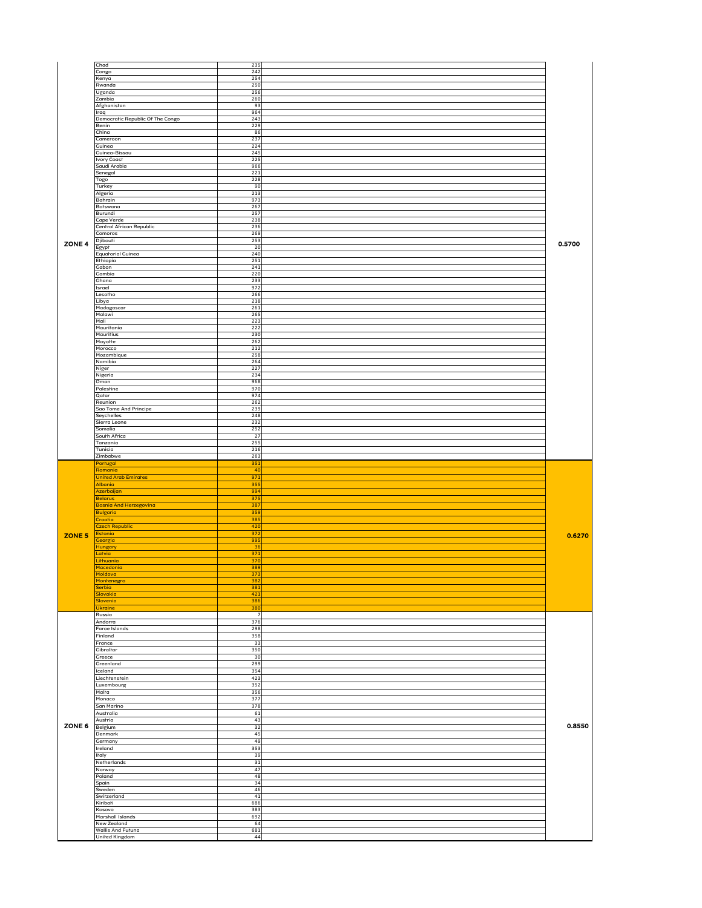| Zone | Country | Code | | Rate |
|---|---|---|---|---|
| ZONE 4 | Chad | 235 | | 0.5700 |
| | Congo | 242 | | |
| | Kenya | 254 | | |
| | Rwanda | 250 | | |
| | Uganda | 256 | | |
| | Zambia | 260 | | |
| | Afghanistan | 93 | | |
| | Iraq | 964 | | |
| | Democratic Republic Of The Congo | 243 | | |
| | Benin | 229 | | |
| | China | 86 | | |
| | Cameroon | 237 | | |
| | Guinea | 224 | | |
| | Guinea-Bissau | 245 | | |
| | Ivory Coast | 225 | | |
| | Saudi Arabia | 966 | | |
| | Senegal | 221 | | |
| | Togo | 228 | | |
| | Turkey | 90 | | |
| | Algeria | 213 | | |
| | Bahrain | 973 | | |
| | Botswana | 267 | | |
| | Burundi | 257 | | |
| | Cape Verde | 238 | | |
| | Central African Republic | 236 | | |
| | Comoros | 269 | | |
| | Djibouti | 253 | | |
| | Egypt | 20 | | |
| | Equatorial Guinea | 240 | | |
| | Ethiopia | 251 | | |
| | Gabon | 241 | | |
| | Gambia | 220 | | |
| | Ghana | 233 | | |
| | Israel | 972 | | |
| | Lesotho | 266 | | |
| | Libya | 218 | | |
| | Madagascar | 261 | | |
| | Malawi | 265 | | |
| | Mali | 223 | | |
| | Mauritania | 222 | | |
| | Mauritius | 230 | | |
| | Mayotte | 262 | | |
| | Morocco | 212 | | |
| | Mozambique | 258 | | |
| | Namibia | 264 | | |
| | Niger | 227 | | |
| | Nigeria | 234 | | |
| | Oman | 968 | | |
| | Palestine | 970 | | |
| | Qatar | 974 | | |
| | Reunion | 262 | | |
| | Sao Tome And Principe | 239 | | |
| | Seychelles | 248 | | |
| | Sierra Leone | 232 | | |
| | Somalia | 252 | | |
| | South Africa | 27 | | |
| | Tanzania | 255 | | |
| | Tunisia | 216 | | |
| | Zimbabwe | 263 | | |
| ZONE 5 | Portugal | 351 | | 0.6270 |
| | Romania | 40 | | |
| | United Arab Emirates | 971 | | |
| | Albania | 355 | | |
| | Azerbaijan | 994 | | |
| | Belarus | 375 | | |
| | Bosnia And Herzegovina | 387 | | |
| | Bulgaria | 359 | | |
| | Croatia | 385 | | |
| | Czech Republic | 420 | | |
| | Estonia | 372 | | |
| | Georgia | 995 | | |
| | Hungary | 36 | | |
| | Latvia | 371 | | |
| | Lithuania | 370 | | |
| | Macedonia | 389 | | |
| | Moldova | 373 | | |
| | Montenegro | 382 | | |
| | Serbia | 381 | | |
| | Slovakia | 421 | | |
| | Slovenia | 386 | | |
| | Ukraine | 380 | | |
| ZONE 6 | Russia | 7 | | 0.8550 |
| | Andorra | 376 | | |
| | Faroe Islands | 298 | | |
| | Finland | 358 | | |
| | France | 33 | | |
| | Gibraltar | 350 | | |
| | Greece | 30 | | |
| | Greenland | 299 | | |
| | Iceland | 354 | | |
| | Liechtenstein | 423 | | |
| | Luxembourg | 352 | | |
| | Malta | 356 | | |
| | Monaco | 377 | | |
| | San Marino | 378 | | |
| | Australia | 61 | | |
| | Austria | 43 | | |
| | Belgium | 32 | | |
| | Denmark | 45 | | |
| | Germany | 49 | | |
| | Ireland | 353 | | |
| | Italy | 39 | | |
| | Netherlands | 31 | | |
| | Norway | 47 | | |
| | Poland | 48 | | |
| | Spain | 34 | | |
| | Sweden | 46 | | |
| | Switzerland | 41 | | |
| | Kiribati | 686 | | |
| | Kosovo | 383 | | |
| | Marshall Islands | 692 | | |
| | New Zealand | 64 | | |
| | Wallis And Futuna | 681 | | |
| | United Kingdom | 44 | | |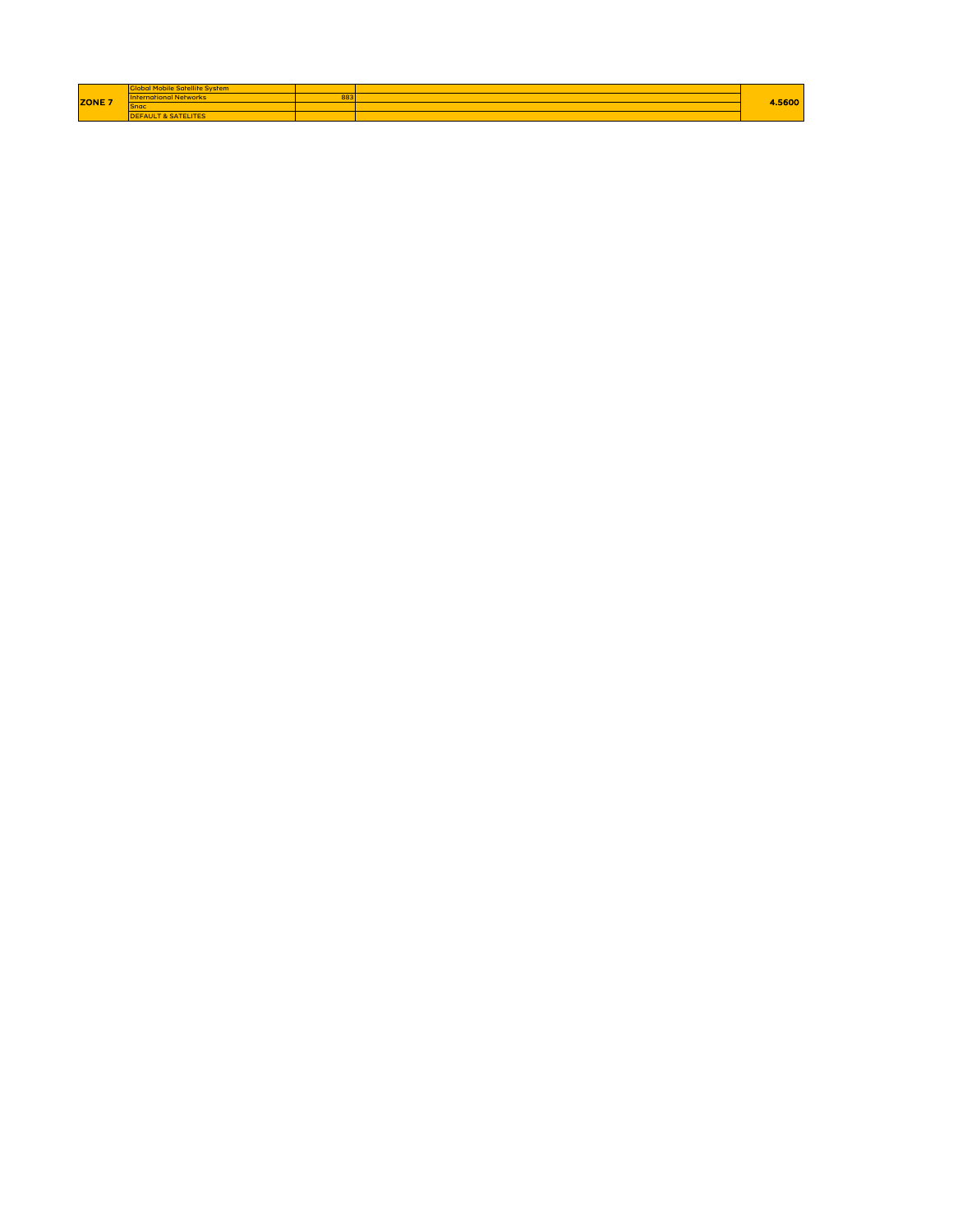| | | | | |
|---|---|---|---|---|
| ZONE 7 | Global Mobile Satellite System | | | 4.5600 |
| | International Networks | 883 | | |
| | Snac | | | |
| | DEFAULT & SATELITES | | | |